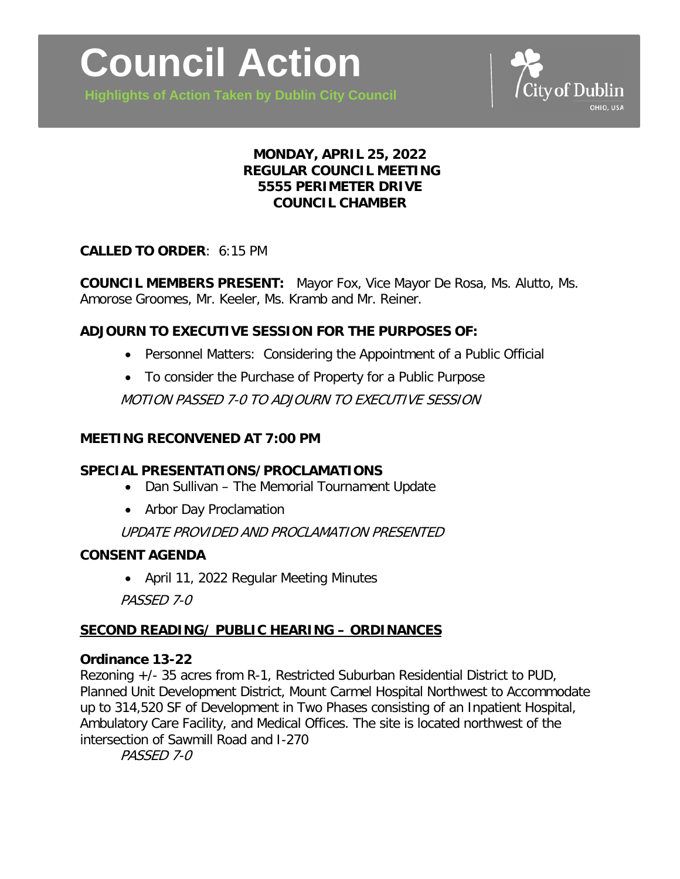# Council Action

**Highlights of Action Taken by Dublin City Council**

City of Dublin
OHIO, USA

**MONDAY, APRIL 25, 2022**
**REGULAR COUNCIL MEETING**
**5555 PERIMETER DRIVE**
**COUNCIL CHAMBER**

**CALLED TO ORDER**: 6:15 PM

**COUNCIL MEMBERS PRESENT:** Mayor Fox, Vice Mayor De Rosa, Ms. Alutto, Ms. Amorose Groomes, Mr. Keeler, Ms. Kramb and Mr. Reiner.

**ADJOURN TO EXECUTIVE SESSION FOR THE PURPOSES OF:**

- Personnel Matters: Considering the Appointment of a Public Official
- To consider the Purchase of Property for a Public Purpose

*MOTION PASSED 7-0 TO ADJOURN TO EXECUTIVE SESSION*

**MEETING RECONVENED AT 7:00 PM**

**SPECIAL PRESENTATIONS/PROCLAMATIONS**

- Dan Sullivan – The Memorial Tournament Update
- Arbor Day Proclamation

*UPDATE PROVIDED AND PROCLAMATION PRESENTED*

**CONSENT AGENDA**

- April 11, 2022 Regular Meeting Minutes

*PASSED 7-0*

**SECOND READING/ PUBLIC HEARING – ORDINANCES**

**Ordinance 13-22**
Rezoning +/- 35 acres from R-1, Restricted Suburban Residential District to PUD, Planned Unit Development District, Mount Carmel Hospital Northwest to Accommodate up to 314,520 SF of Development in Two Phases consisting of an Inpatient Hospital, Ambulatory Care Facility, and Medical Offices. The site is located northwest of the intersection of Sawmill Road and I-270

*PASSED 7-0*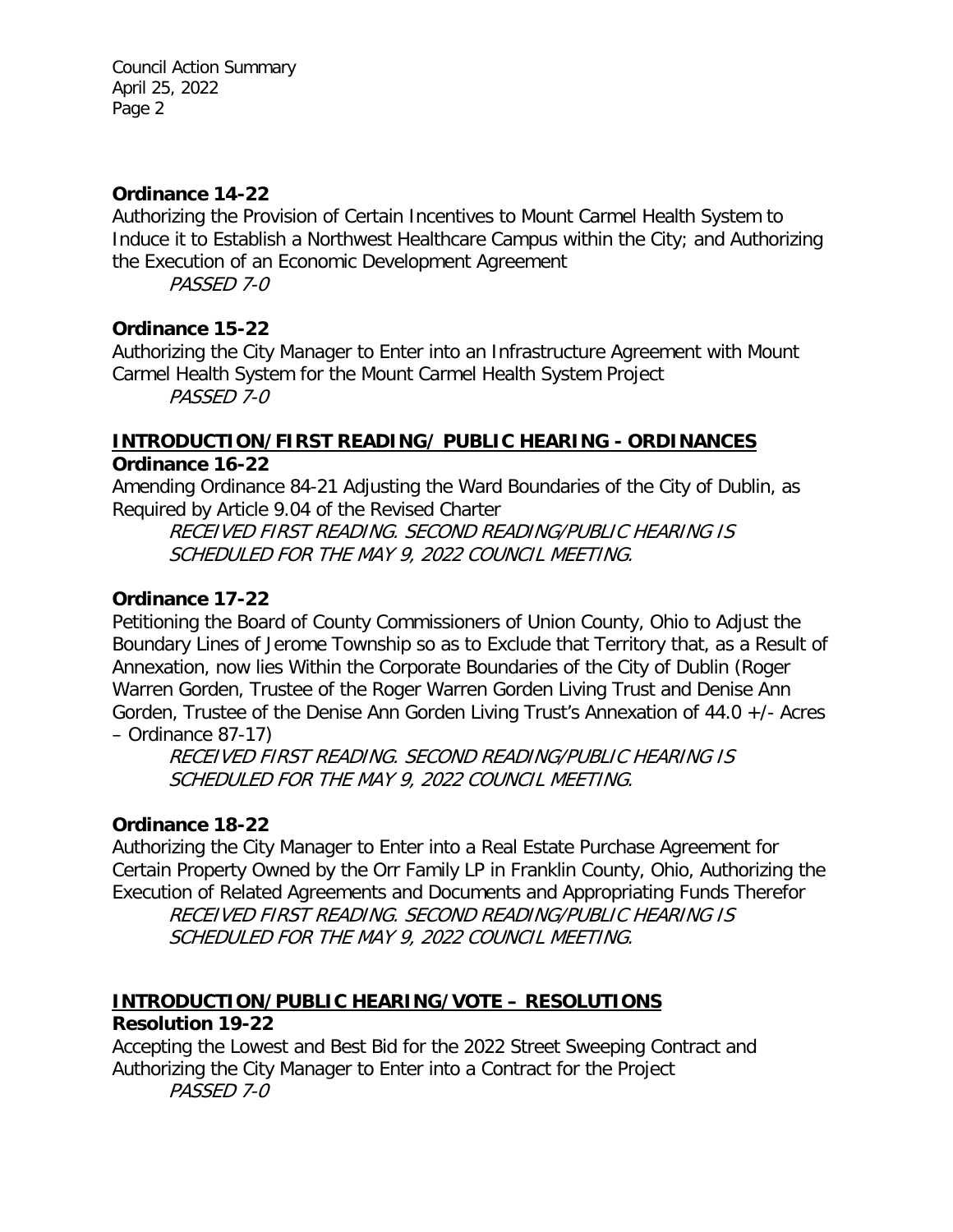### Ordinance 14-22

Authorizing the Provision of Certain Incentives to Mount Carmel Health System to Induce it to Establish a Northwest Healthcare Campus within the City; and Authorizing the Execution of an Economic Development Agreement

*PASSED 7-0*

### Ordinance 15-22

Authorizing the City Manager to Enter into an Infrastructure Agreement with Mount Carmel Health System for the Mount Carmel Health System Project

*PASSED 7-0*

## INTRODUCTION/FIRST READING/ PUBLIC HEARING - ORDINANCES

### Ordinance 16-22

Amending Ordinance 84-21 Adjusting the Ward Boundaries of the City of Dublin, as Required by Article 9.04 of the Revised Charter

*RECEIVED FIRST READING. SECOND READING/PUBLIC HEARING IS SCHEDULED FOR THE MAY 9, 2022 COUNCIL MEETING.*

### Ordinance 17-22

Petitioning the Board of County Commissioners of Union County, Ohio to Adjust the Boundary Lines of Jerome Township so as to Exclude that Territory that, as a Result of Annexation, now lies Within the Corporate Boundaries of the City of Dublin (Roger Warren Gorden, Trustee of the Roger Warren Gorden Living Trust and Denise Ann Gorden, Trustee of the Denise Ann Gorden Living Trust's Annexation of 44.0 +/- Acres – Ordinance 87-17)

*RECEIVED FIRST READING. SECOND READING/PUBLIC HEARING IS SCHEDULED FOR THE MAY 9, 2022 COUNCIL MEETING.*

### Ordinance 18-22

Authorizing the City Manager to Enter into a Real Estate Purchase Agreement for Certain Property Owned by the Orr Family LP in Franklin County, Ohio, Authorizing the Execution of Related Agreements and Documents and Appropriating Funds Therefor

*RECEIVED FIRST READING. SECOND READING/PUBLIC HEARING IS SCHEDULED FOR THE MAY 9, 2022 COUNCIL MEETING.*

## INTRODUCTION/PUBLIC HEARING/VOTE – RESOLUTIONS

### Resolution 19-22

Accepting the Lowest and Best Bid for the 2022 Street Sweeping Contract and Authorizing the City Manager to Enter into a Contract for the Project

*PASSED 7-0*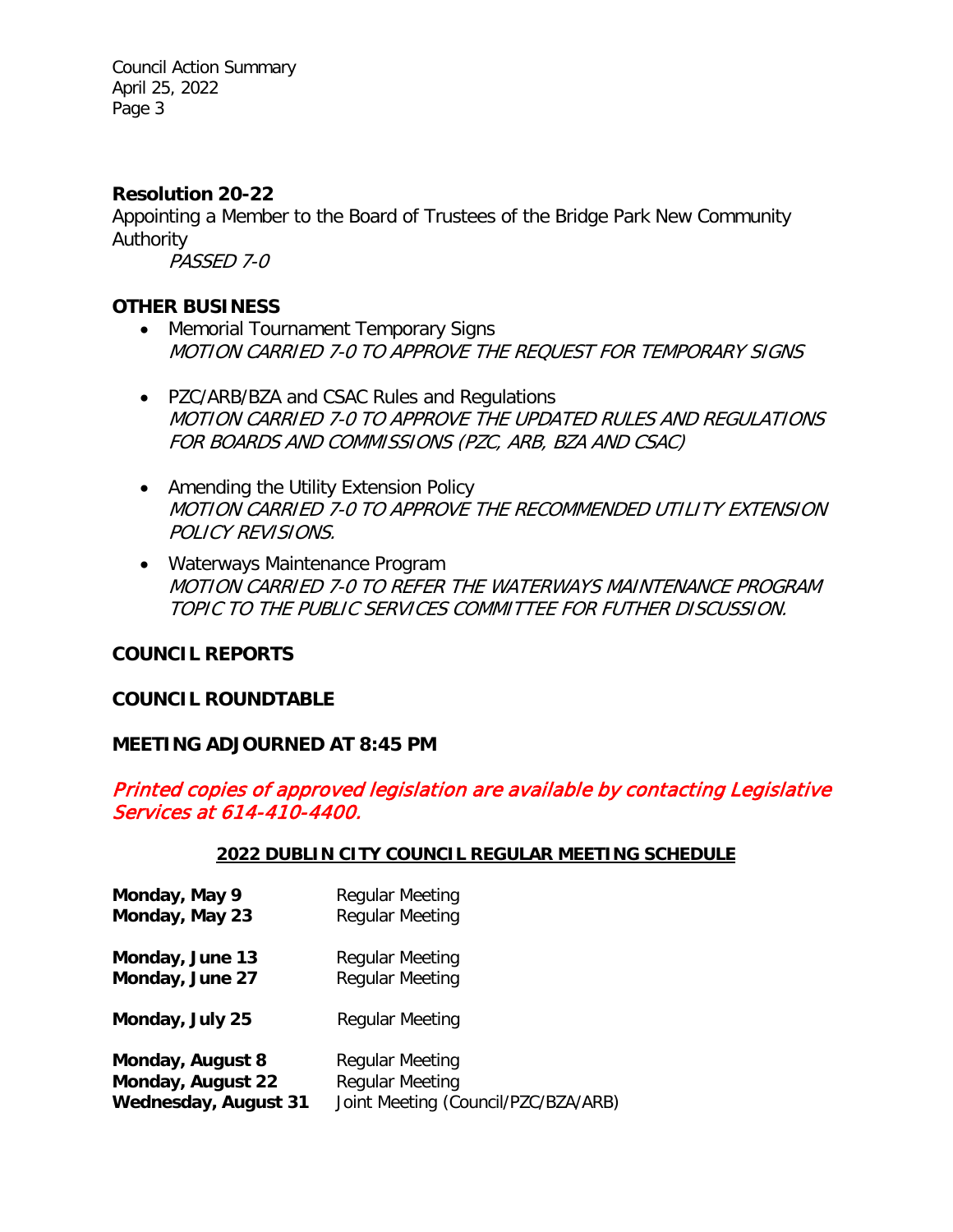**Resolution 20-22**
Appointing a Member to the Board of Trustees of the Bridge Park New Community Authority
*PASSED 7-0*

**OTHER BUSINESS**

- Memorial Tournament Temporary Signs
  *MOTION CARRIED 7-0 TO APPROVE THE REQUEST FOR TEMPORARY SIGNS*

- PZC/ARB/BZA and CSAC Rules and Regulations
  *MOTION CARRIED 7-0 TO APPROVE THE UPDATED RULES AND REGULATIONS FOR BOARDS AND COMMISSIONS (PZC, ARB, BZA AND CSAC)*

- Amending the Utility Extension Policy
  *MOTION CARRIED 7-0 TO APPROVE THE RECOMMENDED UTILITY EXTENSION POLICY REVISIONS.*

- Waterways Maintenance Program
  *MOTION CARRIED 7-0 TO REFER THE WATERWAYS MAINTENANCE PROGRAM TOPIC TO THE PUBLIC SERVICES COMMITTEE FOR FUTHER DISCUSSION.*

**COUNCIL REPORTS**

**COUNCIL ROUNDTABLE**

**MEETING ADJOURNED AT 8:45 PM**

***Printed copies of approved legislation are available by contacting Legislative Services at 614-410-4400.***

**2022 DUBLIN CITY COUNCIL REGULAR MEETING SCHEDULE**

| | |
|---|---|
| **Monday, May 9** | Regular Meeting |
| **Monday, May 23** | Regular Meeting |
| **Monday, June 13** | Regular Meeting |
| **Monday, June 27** | Regular Meeting |
| **Monday, July 25** | Regular Meeting |
| **Monday, August 8** | Regular Meeting |
| **Monday, August 22** | Regular Meeting |
| **Wednesday, August 31** | Joint Meeting (Council/PZC/BZA/ARB) |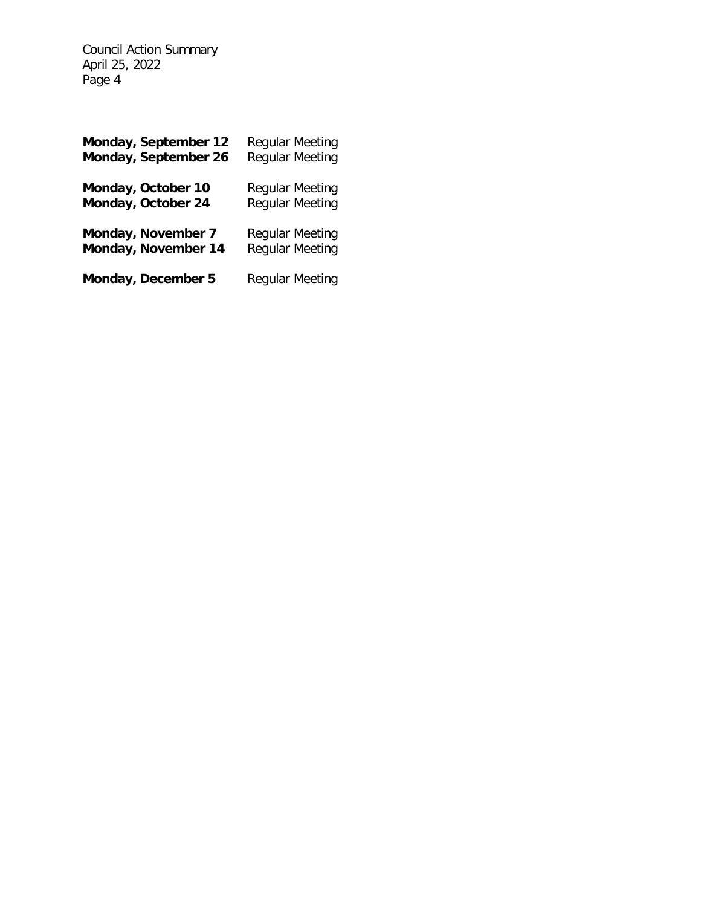| | |
|---|---|
| **Monday, September 12** | Regular Meeting |
| **Monday, September 26** | Regular Meeting |
| **Monday, October 10** | Regular Meeting |
| **Monday, October 24** | Regular Meeting |
| **Monday, November 7** | Regular Meeting |
| **Monday, November 14** | Regular Meeting |
| **Monday, December 5** | Regular Meeting |